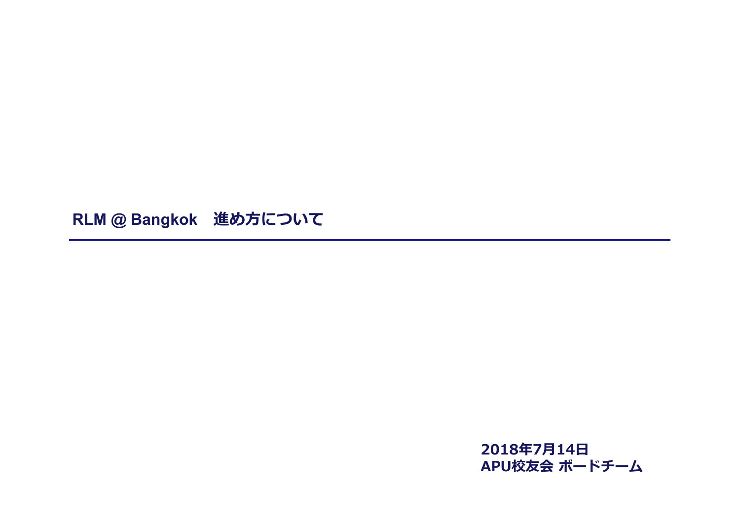# RLM @ Bangkok　進め方について

2018年7月14日
APU校友会 ボードチーム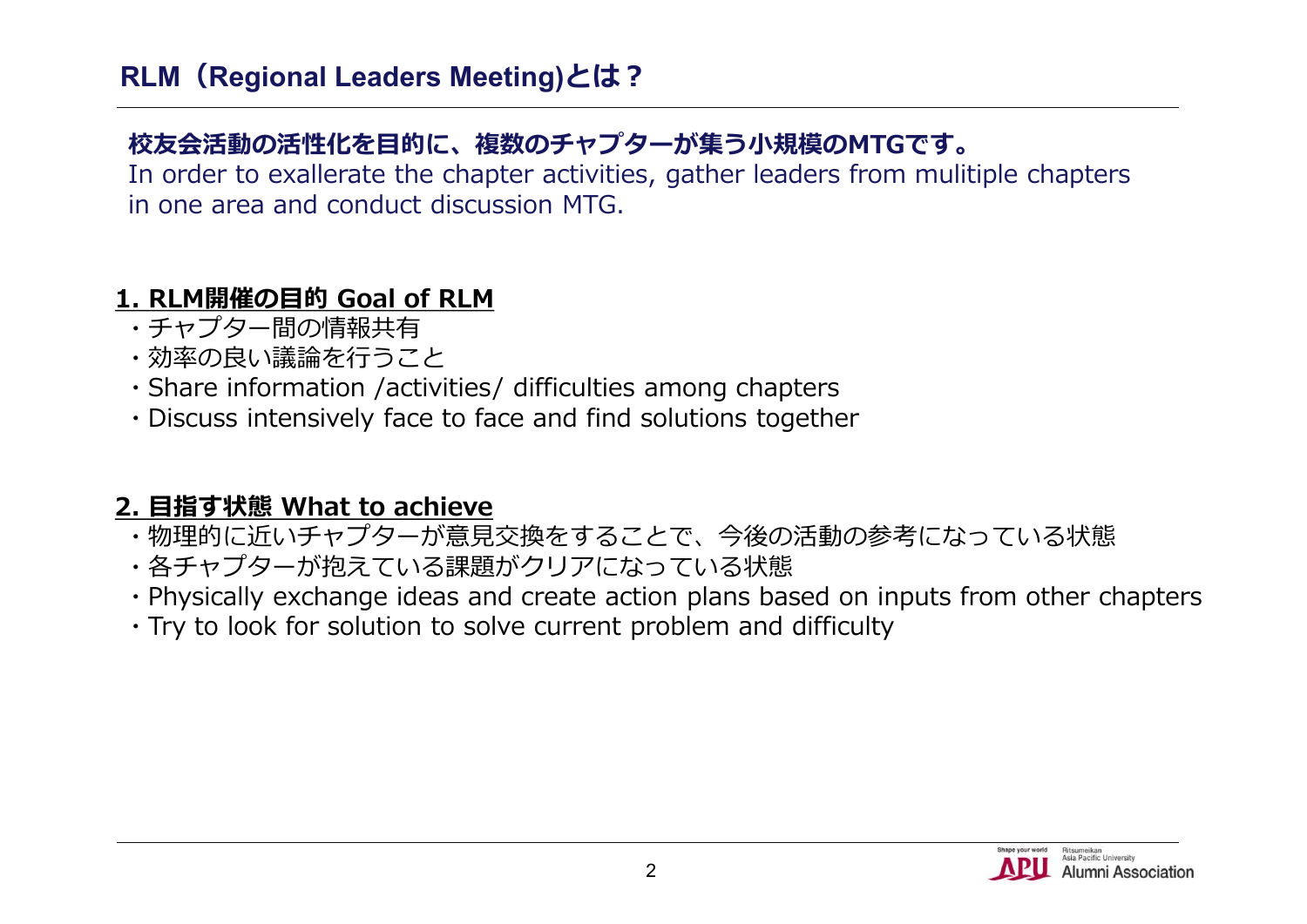# RLM（Regional Leaders Meeting)とは？

**校友会活動の活性化を目的に、複数のチャプターが集う小規模のMTGです。**
In order to exallerate the chapter activities, gather leaders from mulitiple chapters in one area and conduct discussion MTG.

## 1. RLM開催の目的 Goal of RLM

- チャプター間の情報共有
- 効率の良い議論を行うこと
- Share information /activities/ difficulties among chapters
- Discuss intensively face to face and find solutions together

## 2. 目指す状態 What to achieve

- 物理的に近いチャプターが意見交換をすることで、今後の活動の参考になっている状態
- 各チャプターが抱えている課題がクリアになっている状態
- Physically exchange ideas and create action plans based on inputs from other chapters
- Try to look for solution to solve current problem and difficulty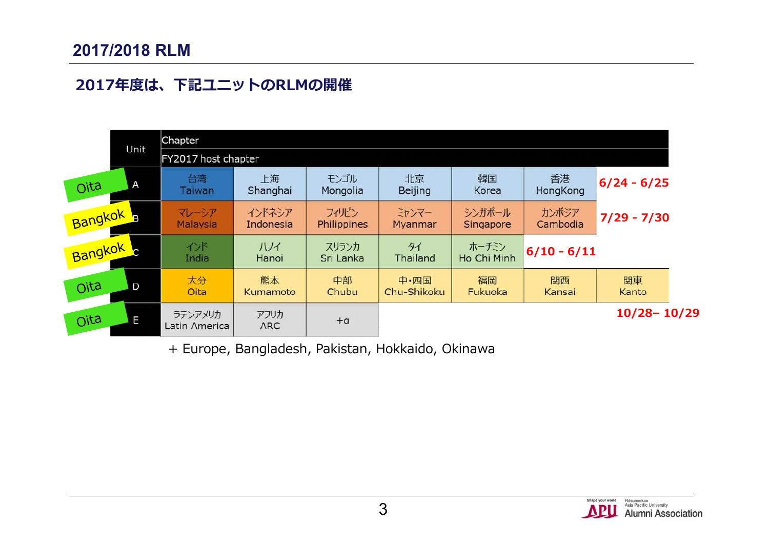# 2017/2018 RLM

## 2017年度は、下記ユニットのRLMの開催

| | Unit | Chapter | | | | | | | |
|---|---|---|---|---|---|---|---|---|---|
| | | FY2017 host chapter | | | | | | | |
| Oita | A | 台湾 Taiwan | 上海 Shanghai | モンゴル Mongolia | 北京 Beijing | 韓国 Korea | 香港 HongKong | **6/24 - 6/25** | |
| Bangkok | B | マレーシア Malaysia | インドネシア Indonesia | フィリピン Philippines | ミャンマー Myanmar | シンガポール Singapore | カンボジア Cambodia | **7/29 - 7/30** | |
| Bangkok | C | インド India | ハノイ Hanoi | スリランカ Sri Lanka | タイ Thailand | ホーチミン Ho Chi Minh | **6/10 - 6/11** | | |
| Oita | D | 大分 Oita | 熊本 Kumamoto | 中部 Chubu | 中・四国 Chu-Shikoku | 福岡 Fukuoka | 関西 Kansai | 関東 Kanto | |
| Oita | E | ラテンアメリカ Latin America | アフリカ ARC | +α | | | | **10/28– 10/29** | |

+ Europe, Bangladesh, Pakistan, Hokkaido, Okinawa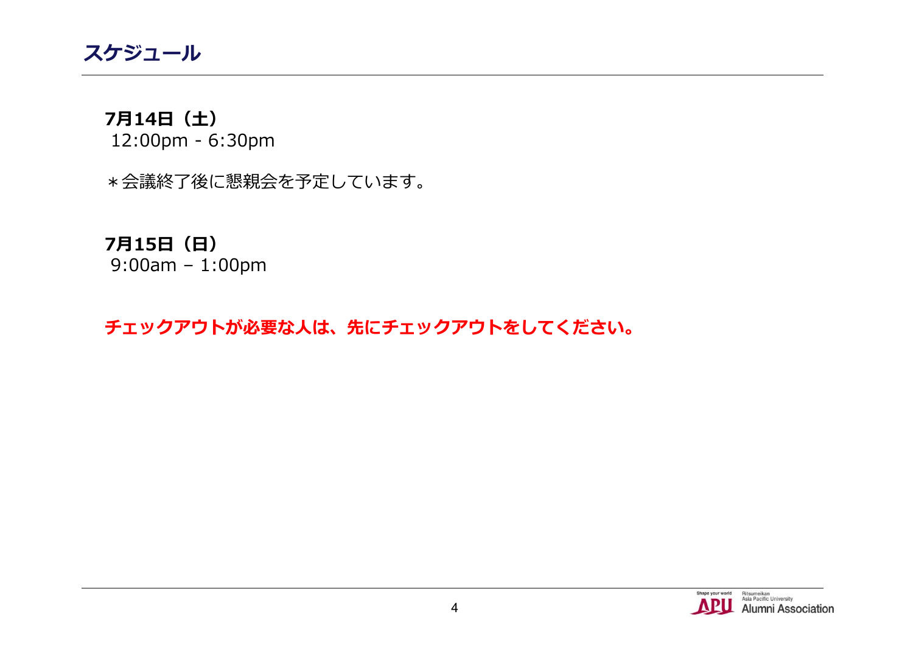# スケジュール

**7月14日（土）**
12:00pm - 6:30pm

＊会議終了後に懇親会を予定しています。

**7月15日（日）**
9:00am – 1:00pm

**チェックアウトが必要な人は、先にチェックアウトをしてください。**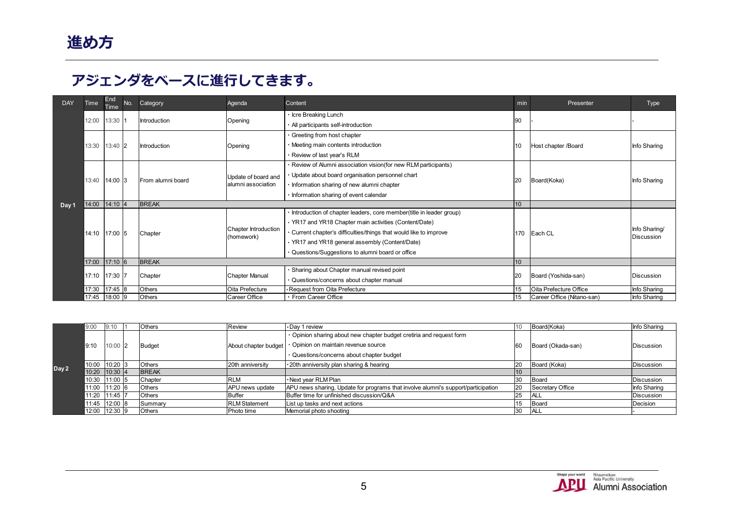# 進め方

## アジェンダをベースに進行してきます。

| DAY | Time | End Time | No. | Category | Agenda | Content | min | Presenter | Type |
|---|---|---|---|---|---|---|---|---|---|
| Day 1 | 12:00 | 13:30 | 1 | Introduction | Opening | ・Icre Breaking Lunch<br>・All participants self-introduction | 90 | - | - |
| | 13:30 | 13:40 | 2 | Introduction | Opening | ・Greeting from host chapter<br>・Meeting main contents introduction<br>・Review of last year's RLM | 10 | Host chapter /Board | Info Sharing |
| | 13:40 | 14:00 | 3 | From alumni board | Update of board and alumni association | ・Review of Alumni association vision(for new RLM participants)<br>・Update about board organisation personnel chart<br>・Information sharing of new alumni chapter<br>・Information sharing of event calendar | 20 | Board(Koka) | Info Sharing |
| | 14:00 | 14:10 | 4 | BREAK | | | 10 | | |
| | 14:10 | 17:00 | 5 | Chapter | Chapter Introduction (homework) | ・Introduction of chapter leaders, core member(title in leader group)<br>・YR17 and YR18 Chapter main activities (Content/Date)<br>・Current chapter's difficulties/things that would like to improve<br>・YR17 and YR18 general assembly (Content/Date)<br>・Questions/Suggestions to alumni board or office | 170 | Each CL | Info Sharing/ Discussion |
| | 17:00 | 17:10 | 6 | BREAK | | | 10 | | |
| | 17:10 | 17:30 | 7 | Chapter | Chapter Manual | ・Sharing about Chapter manual revised point<br>・Questions/concerns about chapter manual | 20 | Board (Yoshida-san) | Discussion |
| | 17:30 | 17:45 | 8 | Others | Oita Prefecture | ・Request from Oita Prefecture | 15 | Oita Prefecture Office | Info Sharing |
| | 17:45 | 18:00 | 9 | Others | Career Office | ・From Career Office | 15 | Career Office (Nitano-san) | Info Sharing |

| | | | | | | | | | |
|---|---|---|---|---|---|---|---|---|---|
| Day 2 | 9:00 | 9:10 | 1 | Others | Review | ・Day 1 review | 10 | Board(Koka) | Info Sharing |
| | 9:10 | 10:00 | 2 | Budget | About chapter budget | ・Opinion sharing about new chapter budget cretiria and request form<br>・Opinion on maintain revenue source<br>・Questions/concerns about chapter budget | 60 | Board (Okada-san) | Discussion |
| | 10:00 | 10:20 | 3 | Others | 20th anniversity | ・20th anniversity plan sharing & hearing | 20 | Board (Koka) | Discussion |
| | 10:20 | 10:30 | 4 | BREAK | | | 10 | | |
| | 10:30 | 11:00 | 5 | Chapter | RLM | ・Next year RLM Plan | 30 | Board | Discussion |
| | 11:00 | 11:20 | 6 | Others | APU news update | APU news sharing, Update for programs that involve alumni's support/participation | 20 | Secretary Office | Info Sharing |
| | 11:20 | 11:45 | 7 | Others | Buffer | Buffer time for unfinished discussion/Q&A | 25 | ALL | Discussion |
| | 11:45 | 12:00 | 8 | Summary | RLM Statement | List up tasks and next actions | 15 | Board | Decision |
| | 12:00 | 12:30 | 9 | Others | Photo time | Memorial photo shooting | 30 | ALL | - |